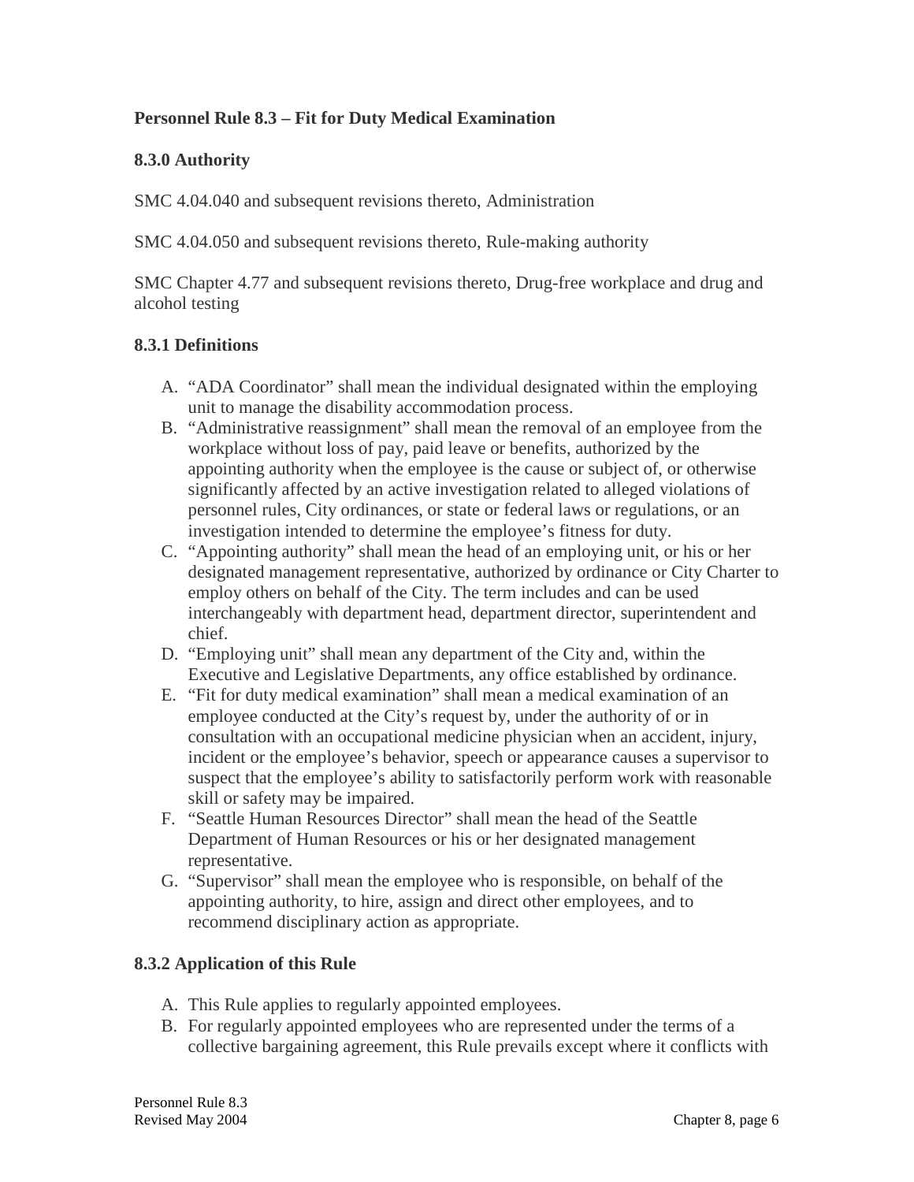**Personnel Rule 8.3 – Fit for Duty Medical Examination**

**8.3.0 Authority**

SMC 4.04.040 and subsequent revisions thereto, Administration

SMC 4.04.050 and subsequent revisions thereto, Rule-making authority

SMC Chapter 4.77 and subsequent revisions thereto, Drug-free workplace and drug and alcohol testing

**8.3.1 Definitions**

A. "ADA Coordinator" shall mean the individual designated within the employing unit to manage the disability accommodation process.
B. "Administrative reassignment" shall mean the removal of an employee from the workplace without loss of pay, paid leave or benefits, authorized by the appointing authority when the employee is the cause or subject of, or otherwise significantly affected by an active investigation related to alleged violations of personnel rules, City ordinances, or state or federal laws or regulations, or an investigation intended to determine the employee's fitness for duty.
C. "Appointing authority" shall mean the head of an employing unit, or his or her designated management representative, authorized by ordinance or City Charter to employ others on behalf of the City. The term includes and can be used interchangeably with department head, department director, superintendent and chief.
D. "Employing unit" shall mean any department of the City and, within the Executive and Legislative Departments, any office established by ordinance.
E. "Fit for duty medical examination" shall mean a medical examination of an employee conducted at the City's request by, under the authority of or in consultation with an occupational medicine physician when an accident, injury, incident or the employee's behavior, speech or appearance causes a supervisor to suspect that the employee's ability to satisfactorily perform work with reasonable skill or safety may be impaired.
F. "Seattle Human Resources Director" shall mean the head of the Seattle Department of Human Resources or his or her designated management representative.
G. "Supervisor" shall mean the employee who is responsible, on behalf of the appointing authority, to hire, assign and direct other employees, and to recommend disciplinary action as appropriate.

**8.3.2 Application of this Rule**

A. This Rule applies to regularly appointed employees.
B. For regularly appointed employees who are represented under the terms of a collective bargaining agreement, this Rule prevails except where it conflicts with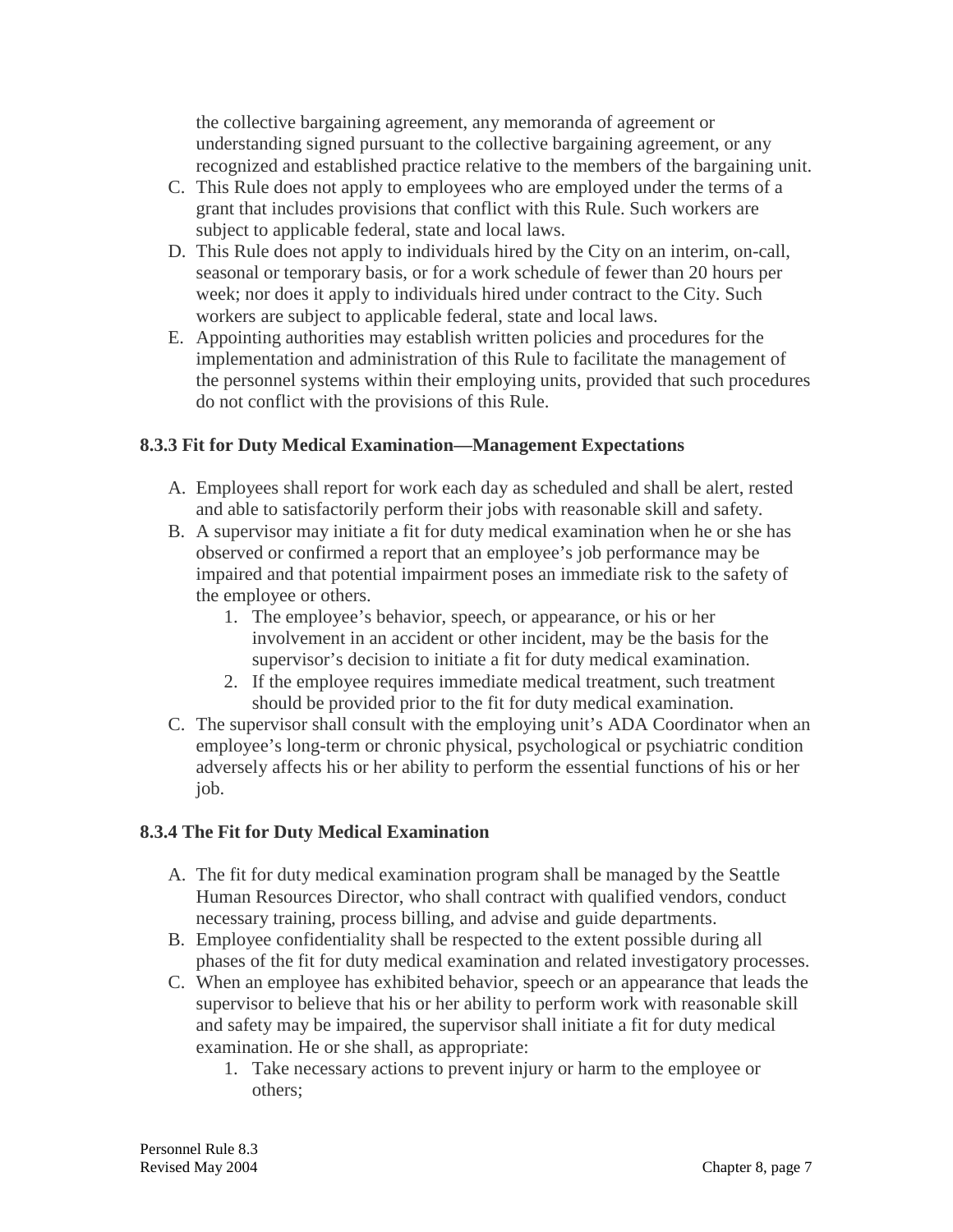the collective bargaining agreement, any memoranda of agreement or understanding signed pursuant to the collective bargaining agreement, or any recognized and established practice relative to the members of the bargaining unit.

C. This Rule does not apply to employees who are employed under the terms of a grant that includes provisions that conflict with this Rule. Such workers are subject to applicable federal, state and local laws.
D. This Rule does not apply to individuals hired by the City on an interim, on-call, seasonal or temporary basis, or for a work schedule of fewer than 20 hours per week; nor does it apply to individuals hired under contract to the City. Such workers are subject to applicable federal, state and local laws.
E. Appointing authorities may establish written policies and procedures for the implementation and administration of this Rule to facilitate the management of the personnel systems within their employing units, provided that such procedures do not conflict with the provisions of this Rule.

### 8.3.3 Fit for Duty Medical Examination—Management Expectations

A. Employees shall report for work each day as scheduled and shall be alert, rested and able to satisfactorily perform their jobs with reasonable skill and safety.
B. A supervisor may initiate a fit for duty medical examination when he or she has observed or confirmed a report that an employee's job performance may be impaired and that potential impairment poses an immediate risk to the safety of the employee or others.
    1. The employee's behavior, speech, or appearance, or his or her involvement in an accident or other incident, may be the basis for the supervisor's decision to initiate a fit for duty medical examination.
    2. If the employee requires immediate medical treatment, such treatment should be provided prior to the fit for duty medical examination.
C. The supervisor shall consult with the employing unit's ADA Coordinator when an employee's long-term or chronic physical, psychological or psychiatric condition adversely affects his or her ability to perform the essential functions of his or her job.

### 8.3.4 The Fit for Duty Medical Examination

A. The fit for duty medical examination program shall be managed by the Seattle Human Resources Director, who shall contract with qualified vendors, conduct necessary training, process billing, and advise and guide departments.
B. Employee confidentiality shall be respected to the extent possible during all phases of the fit for duty medical examination and related investigatory processes.
C. When an employee has exhibited behavior, speech or an appearance that leads the supervisor to believe that his or her ability to perform work with reasonable skill and safety may be impaired, the supervisor shall initiate a fit for duty medical examination. He or she shall, as appropriate:
    1. Take necessary actions to prevent injury or harm to the employee or others;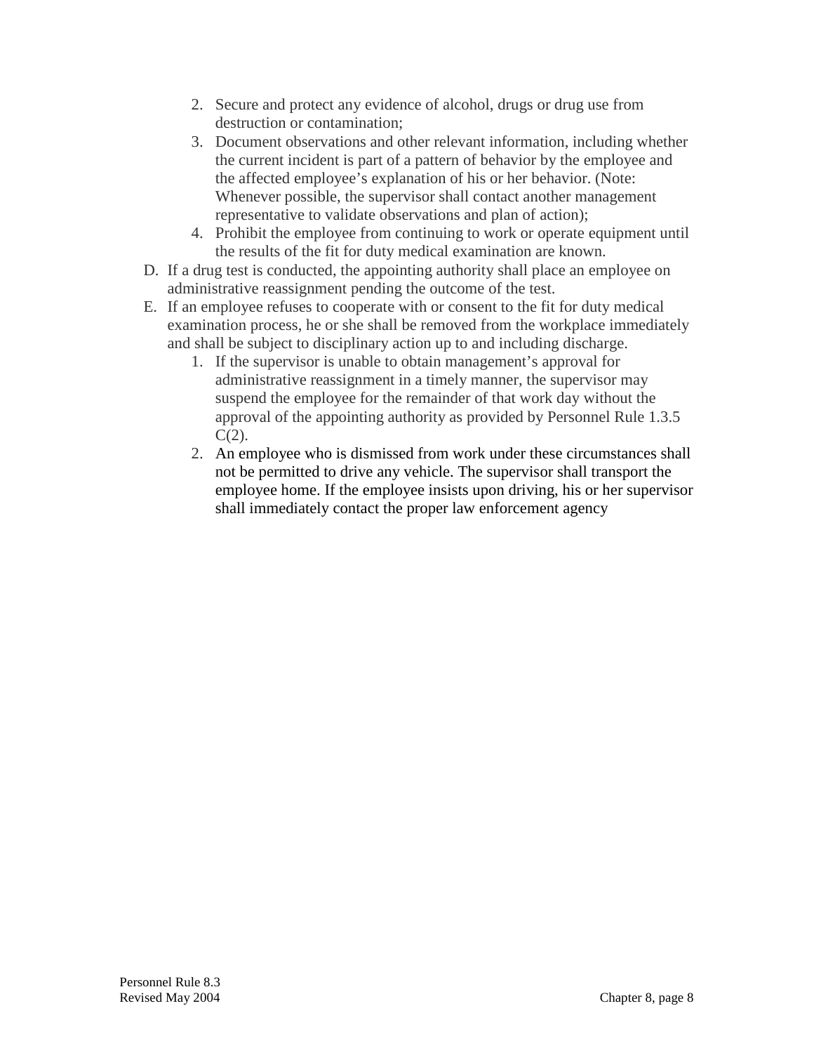2. Secure and protect any evidence of alcohol, drugs or drug use from destruction or contamination;
3. Document observations and other relevant information, including whether the current incident is part of a pattern of behavior by the employee and the affected employee's explanation of his or her behavior. (Note: Whenever possible, the supervisor shall contact another management representative to validate observations and plan of action);
4. Prohibit the employee from continuing to work or operate equipment until the results of the fit for duty medical examination are known.

D. If a drug test is conducted, the appointing authority shall place an employee on administrative reassignment pending the outcome of the test.

E. If an employee refuses to cooperate with or consent to the fit for duty medical examination process, he or she shall be removed from the workplace immediately and shall be subject to disciplinary action up to and including discharge.

1. If the supervisor is unable to obtain management's approval for administrative reassignment in a timely manner, the supervisor may suspend the employee for the remainder of that work day without the approval of the appointing authority as provided by Personnel Rule 1.3.5 C(2).
2. An employee who is dismissed from work under these circumstances shall not be permitted to drive any vehicle. The supervisor shall transport the employee home. If the employee insists upon driving, his or her supervisor shall immediately contact the proper law enforcement agency